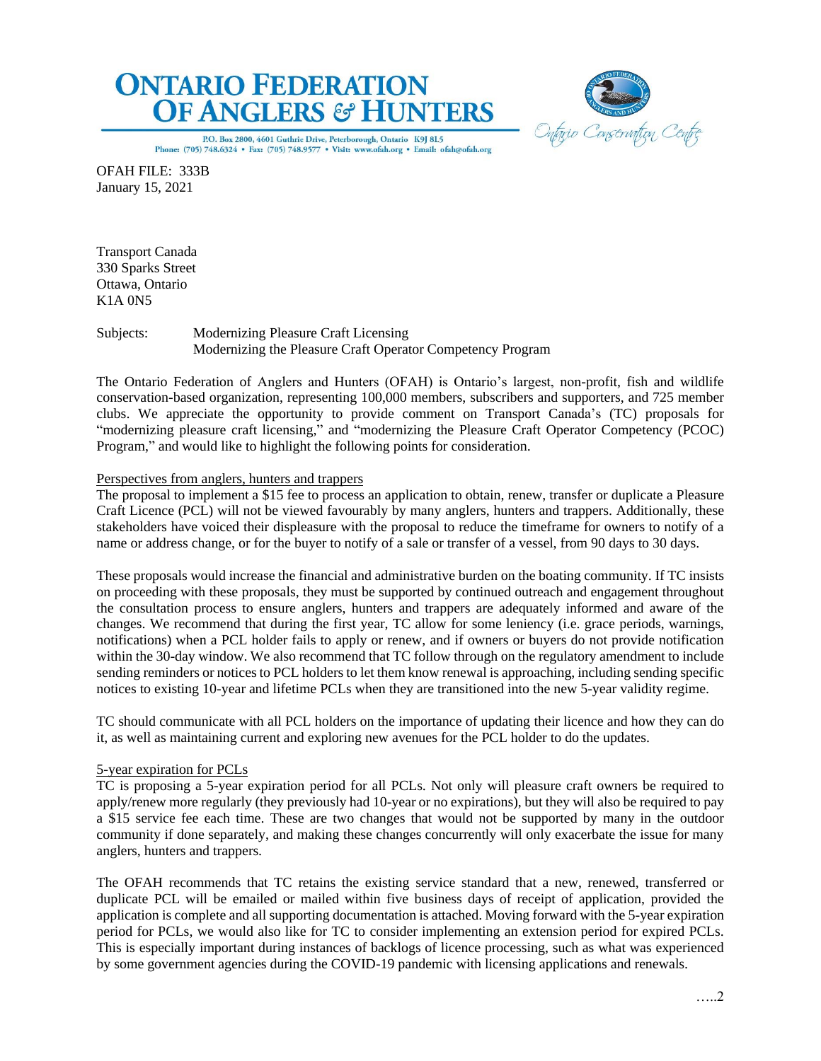# ONTARIO FEDERATION OF ANGLERS & HUNTERS

P.O. Box 2800, 4601 Guthrie Drive, Peterborough, Ontario K9J 8L5
Phone: (705) 748.6324 • Fax: (705) 748.9577 • Visit: www.ofah.org • Email: ofah@ofah.org

Ontario Conservation Centre

OFAH FILE: 333B
January 15, 2021

Transport Canada
330 Sparks Street
Ottawa, Ontario
K1A 0N5

Subjects: Modernizing Pleasure Craft Licensing
Modernizing the Pleasure Craft Operator Competency Program

The Ontario Federation of Anglers and Hunters (OFAH) is Ontario's largest, non-profit, fish and wildlife conservation-based organization, representing 100,000 members, subscribers and supporters, and 725 member clubs. We appreciate the opportunity to provide comment on Transport Canada's (TC) proposals for "modernizing pleasure craft licensing," and "modernizing the Pleasure Craft Operator Competency (PCOC) Program," and would like to highlight the following points for consideration.

## Perspectives from anglers, hunters and trappers

The proposal to implement a $15 fee to process an application to obtain, renew, transfer or duplicate a Pleasure Craft Licence (PCL) will not be viewed favourably by many anglers, hunters and trappers. Additionally, these stakeholders have voiced their displeasure with the proposal to reduce the timeframe for owners to notify of a name or address change, or for the buyer to notify of a sale or transfer of a vessel, from 90 days to 30 days.

These proposals would increase the financial and administrative burden on the boating community. If TC insists on proceeding with these proposals, they must be supported by continued outreach and engagement throughout the consultation process to ensure anglers, hunters and trappers are adequately informed and aware of the changes. We recommend that during the first year, TC allow for some leniency (i.e. grace periods, warnings, notifications) when a PCL holder fails to apply or renew, and if owners or buyers do not provide notification within the 30-day window. We also recommend that TC follow through on the regulatory amendment to include sending reminders or notices to PCL holders to let them know renewal is approaching, including sending specific notices to existing 10-year and lifetime PCLs when they are transitioned into the new 5-year validity regime.

TC should communicate with all PCL holders on the importance of updating their licence and how they can do it, as well as maintaining current and exploring new avenues for the PCL holder to do the updates.

## 5-year expiration for PCLs

TC is proposing a 5-year expiration period for all PCLs. Not only will pleasure craft owners be required to apply/renew more regularly (they previously had 10-year or no expirations), but they will also be required to pay a $15 service fee each time. These are two changes that would not be supported by many in the outdoor community if done separately, and making these changes concurrently will only exacerbate the issue for many anglers, hunters and trappers.

The OFAH recommends that TC retains the existing service standard that a new, renewed, transferred or duplicate PCL will be emailed or mailed within five business days of receipt of application, provided the application is complete and all supporting documentation is attached. Moving forward with the 5-year expiration period for PCLs, we would also like for TC to consider implementing an extension period for expired PCLs. This is especially important during instances of backlogs of licence processing, such as what was experienced by some government agencies during the COVID-19 pandemic with licensing applications and renewals.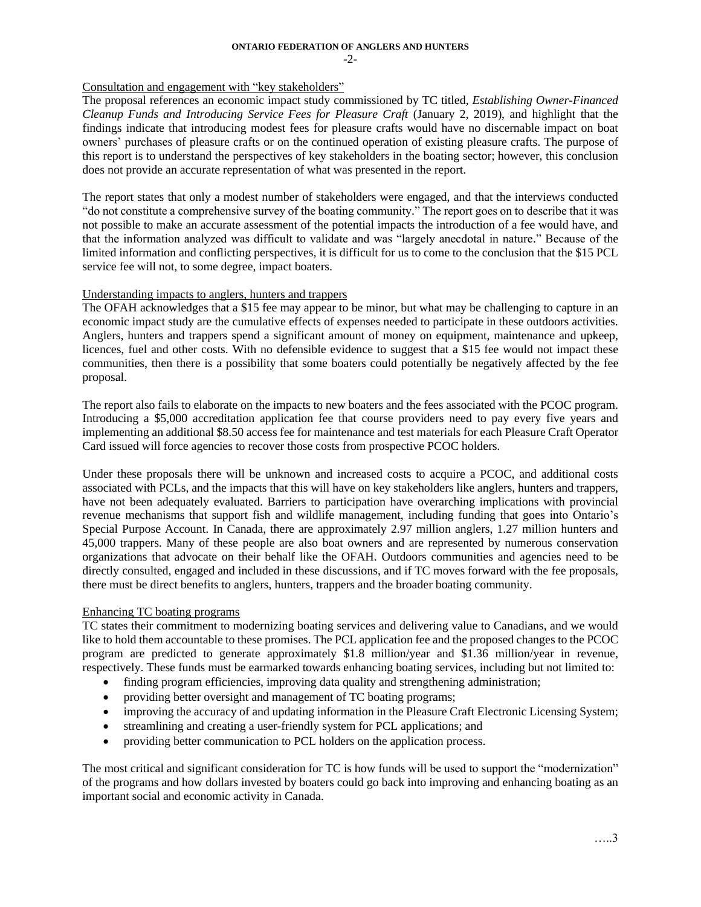Consultation and engagement with "key stakeholders"

The proposal references an economic impact study commissioned by TC titled, *Establishing Owner-Financed Cleanup Funds and Introducing Service Fees for Pleasure Craft* (January 2, 2019), and highlight that the findings indicate that introducing modest fees for pleasure crafts would have no discernable impact on boat owners' purchases of pleasure crafts or on the continued operation of existing pleasure crafts. The purpose of this report is to understand the perspectives of key stakeholders in the boating sector; however, this conclusion does not provide an accurate representation of what was presented in the report.

The report states that only a modest number of stakeholders were engaged, and that the interviews conducted "do not constitute a comprehensive survey of the boating community." The report goes on to describe that it was not possible to make an accurate assessment of the potential impacts the introduction of a fee would have, and that the information analyzed was difficult to validate and was "largely anecdotal in nature." Because of the limited information and conflicting perspectives, it is difficult for us to come to the conclusion that the $15 PCL service fee will not, to some degree, impact boaters.

Understanding impacts to anglers, hunters and trappers

The OFAH acknowledges that a $15 fee may appear to be minor, but what may be challenging to capture in an economic impact study are the cumulative effects of expenses needed to participate in these outdoors activities. Anglers, hunters and trappers spend a significant amount of money on equipment, maintenance and upkeep, licences, fuel and other costs. With no defensible evidence to suggest that a $15 fee would not impact these communities, then there is a possibility that some boaters could potentially be negatively affected by the fee proposal.

The report also fails to elaborate on the impacts to new boaters and the fees associated with the PCOC program. Introducing a $5,000 accreditation application fee that course providers need to pay every five years and implementing an additional $8.50 access fee for maintenance and test materials for each Pleasure Craft Operator Card issued will force agencies to recover those costs from prospective PCOC holders.

Under these proposals there will be unknown and increased costs to acquire a PCOC, and additional costs associated with PCLs, and the impacts that this will have on key stakeholders like anglers, hunters and trappers, have not been adequately evaluated. Barriers to participation have overarching implications with provincial revenue mechanisms that support fish and wildlife management, including funding that goes into Ontario's Special Purpose Account. In Canada, there are approximately 2.97 million anglers, 1.27 million hunters and 45,000 trappers. Many of these people are also boat owners and are represented by numerous conservation organizations that advocate on their behalf like the OFAH. Outdoors communities and agencies need to be directly consulted, engaged and included in these discussions, and if TC moves forward with the fee proposals, there must be direct benefits to anglers, hunters, trappers and the broader boating community.

Enhancing TC boating programs

TC states their commitment to modernizing boating services and delivering value to Canadians, and we would like to hold them accountable to these promises. The PCL application fee and the proposed changes to the PCOC program are predicted to generate approximately $1.8 million/year and $1.36 million/year in revenue, respectively. These funds must be earmarked towards enhancing boating services, including but not limited to:

- finding program efficiencies, improving data quality and strengthening administration;
- providing better oversight and management of TC boating programs;
- improving the accuracy of and updating information in the Pleasure Craft Electronic Licensing System;
- streamlining and creating a user-friendly system for PCL applications; and
- providing better communication to PCL holders on the application process.

The most critical and significant consideration for TC is how funds will be used to support the "modernization" of the programs and how dollars invested by boaters could go back into improving and enhancing boating as an important social and economic activity in Canada.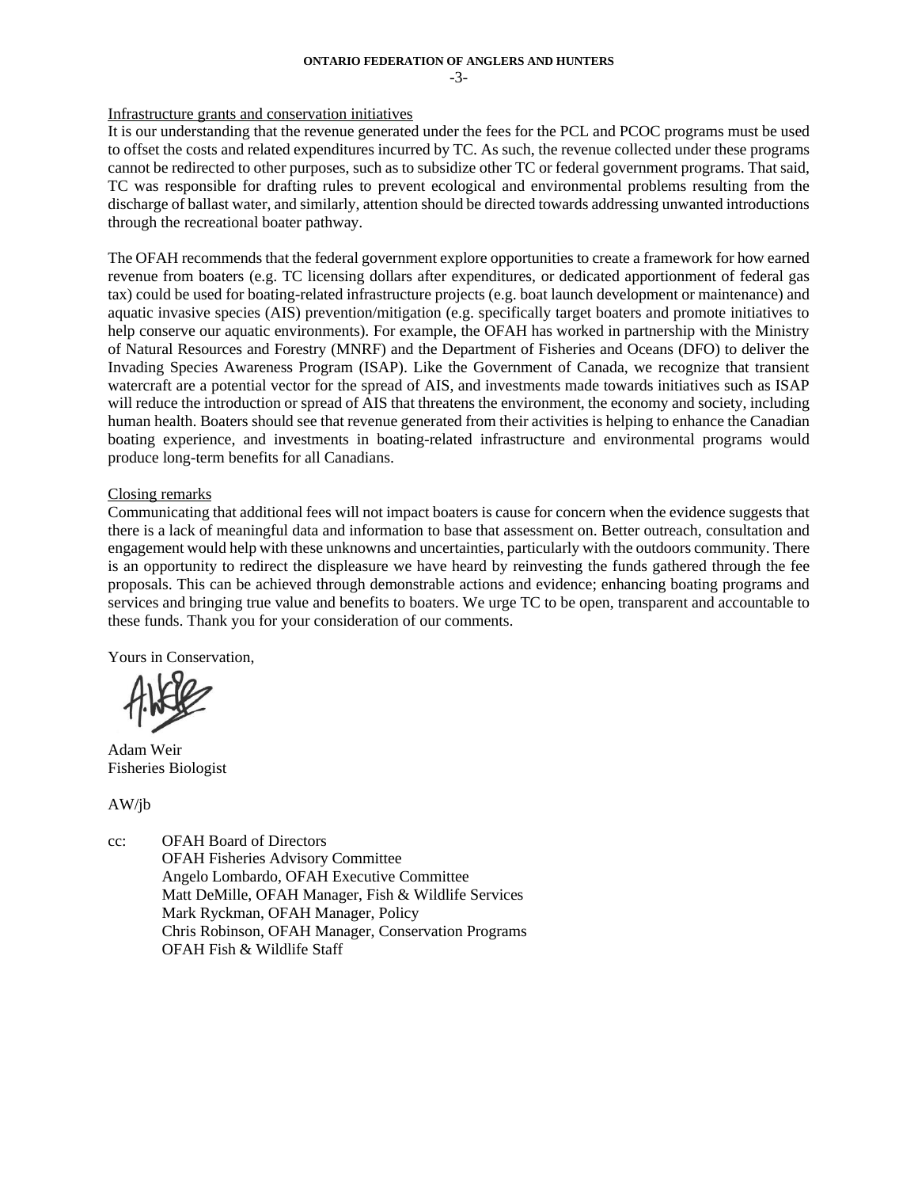Infrastructure grants and conservation initiatives

It is our understanding that the revenue generated under the fees for the PCL and PCOC programs must be used to offset the costs and related expenditures incurred by TC. As such, the revenue collected under these programs cannot be redirected to other purposes, such as to subsidize other TC or federal government programs. That said, TC was responsible for drafting rules to prevent ecological and environmental problems resulting from the discharge of ballast water, and similarly, attention should be directed towards addressing unwanted introductions through the recreational boater pathway.

The OFAH recommends that the federal government explore opportunities to create a framework for how earned revenue from boaters (e.g. TC licensing dollars after expenditures, or dedicated apportionment of federal gas tax) could be used for boating-related infrastructure projects (e.g. boat launch development or maintenance) and aquatic invasive species (AIS) prevention/mitigation (e.g. specifically target boaters and promote initiatives to help conserve our aquatic environments). For example, the OFAH has worked in partnership with the Ministry of Natural Resources and Forestry (MNRF) and the Department of Fisheries and Oceans (DFO) to deliver the Invading Species Awareness Program (ISAP). Like the Government of Canada, we recognize that transient watercraft are a potential vector for the spread of AIS, and investments made towards initiatives such as ISAP will reduce the introduction or spread of AIS that threatens the environment, the economy and society, including human health. Boaters should see that revenue generated from their activities is helping to enhance the Canadian boating experience, and investments in boating-related infrastructure and environmental programs would produce long-term benefits for all Canadians.

Closing remarks

Communicating that additional fees will not impact boaters is cause for concern when the evidence suggests that there is a lack of meaningful data and information to base that assessment on. Better outreach, consultation and engagement would help with these unknowns and uncertainties, particularly with the outdoors community. There is an opportunity to redirect the displeasure we have heard by reinvesting the funds gathered through the fee proposals. This can be achieved through demonstrable actions and evidence; enhancing boating programs and services and bringing true value and benefits to boaters. We urge TC to be open, transparent and accountable to these funds. Thank you for your consideration of our comments.

Yours in Conservation,

Adam Weir
Fisheries Biologist

AW/jb

cc: OFAH Board of Directors
OFAH Fisheries Advisory Committee
Angelo Lombardo, OFAH Executive Committee
Matt DeMille, OFAH Manager, Fish & Wildlife Services
Mark Ryckman, OFAH Manager, Policy
Chris Robinson, OFAH Manager, Conservation Programs
OFAH Fish & Wildlife Staff